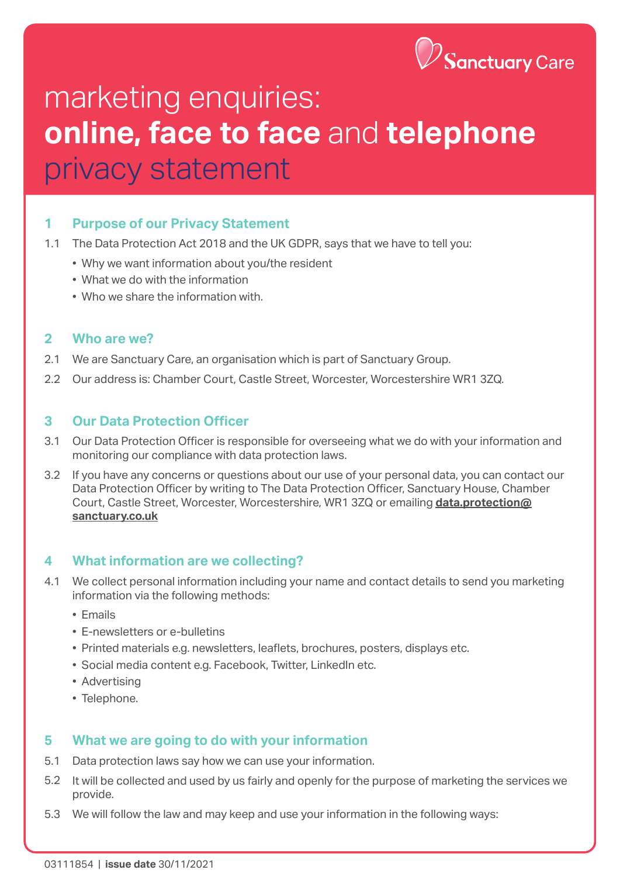Sanctuary Care

# marketing enquiries: **online, face to face** and **telephone** privacy statement

## 1 Purpose of our Privacy Statement

1.1 The Data Protection Act 2018 and the UK GDPR, says that we have to tell you:

- Why we want information about you/the resident
- What we do with the information
- Who we share the information with.

## 2 Who are we?

2.1 We are Sanctuary Care, an organisation which is part of Sanctuary Group.

2.2 Our address is: Chamber Court, Castle Street, Worcester, Worcestershire WR1 3ZQ.

## 3 Our Data Protection Officer

3.1 Our Data Protection Officer is responsible for overseeing what we do with your information and monitoring our compliance with data protection laws.

3.2 If you have any concerns or questions about our use of your personal data, you can contact our Data Protection Officer by writing to The Data Protection Officer, Sanctuary House, Chamber Court, Castle Street, Worcester, Worcestershire, WR1 3ZQ or emailing **data.protection@sanctuary.co.uk**

## 4 What information are we collecting?

4.1 We collect personal information including your name and contact details to send you marketing information via the following methods:

- Emails
- E-newsletters or e-bulletins
- Printed materials e.g. newsletters, leaflets, brochures, posters, displays etc.
- Social media content e.g. Facebook, Twitter, LinkedIn etc.
- Advertising
- Telephone.

## 5 What we are going to do with your information

5.1 Data protection laws say how we can use your information.

5.2 It will be collected and used by us fairly and openly for the purpose of marketing the services we provide.

5.3 We will follow the law and may keep and use your information in the following ways:

03111854 | **issue date** 30/11/2021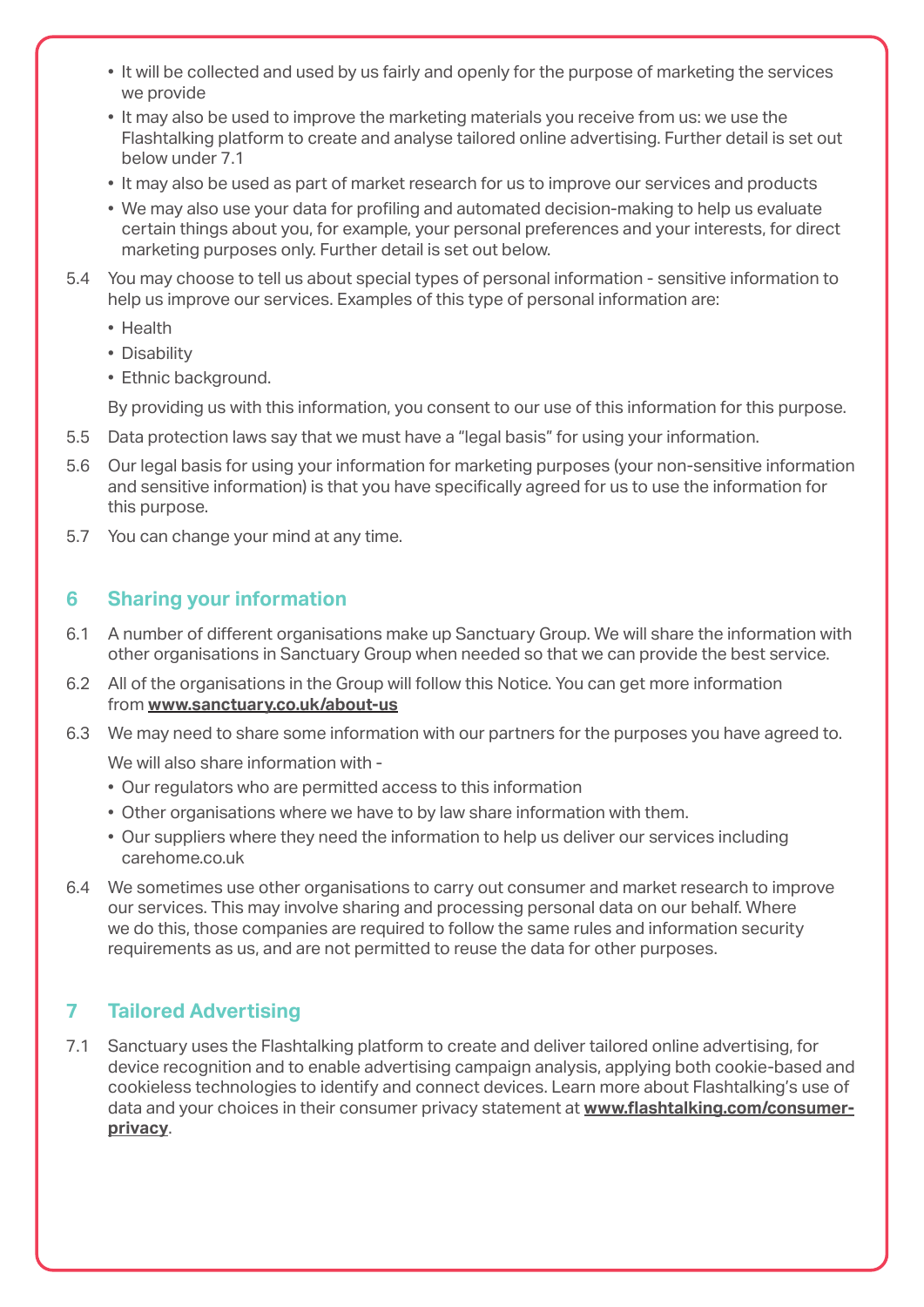- It will be collected and used by us fairly and openly for the purpose of marketing the services we provide
- It may also be used to improve the marketing materials you receive from us: we use the Flashtalking platform to create and analyse tailored online advertising. Further detail is set out below under 7.1
- It may also be used as part of market research for us to improve our services and products
- We may also use your data for profiling and automated decision-making to help us evaluate certain things about you, for example, your personal preferences and your interests, for direct marketing purposes only. Further detail is set out below.

5.4 You may choose to tell us about special types of personal information - sensitive information to help us improve our services. Examples of this type of personal information are:

- Health
- Disability
- Ethnic background.

By providing us with this information, you consent to our use of this information for this purpose.

5.5 Data protection laws say that we must have a "legal basis" for using your information.

5.6 Our legal basis for using your information for marketing purposes (your non-sensitive information and sensitive information) is that you have specifically agreed for us to use the information for this purpose.

5.7 You can change your mind at any time.

## 6 Sharing your information

6.1 A number of different organisations make up Sanctuary Group. We will share the information with other organisations in Sanctuary Group when needed so that we can provide the best service.

6.2 All of the organisations in the Group will follow this Notice. You can get more information from **www.sanctuary.co.uk/about-us**

6.3 We may need to share some information with our partners for the purposes you have agreed to.

We will also share information with -

- Our regulators who are permitted access to this information
- Other organisations where we have to by law share information with them.
- Our suppliers where they need the information to help us deliver our services including carehome.co.uk

6.4 We sometimes use other organisations to carry out consumer and market research to improve our services. This may involve sharing and processing personal data on our behalf. Where we do this, those companies are required to follow the same rules and information security requirements as us, and are not permitted to reuse the data for other purposes.

## 7 Tailored Advertising

7.1 Sanctuary uses the Flashtalking platform to create and deliver tailored online advertising, for device recognition and to enable advertising campaign analysis, applying both cookie-based and cookieless technologies to identify and connect devices. Learn more about Flashtalking's use of data and your choices in their consumer privacy statement at **www.flashtalking.com/consumer-privacy**.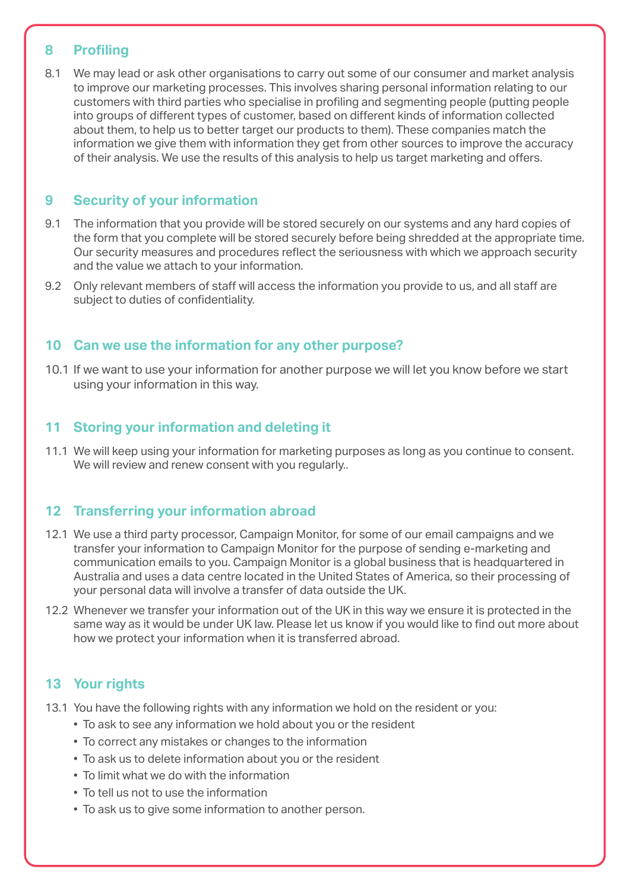## 8 Profiling

8.1 We may lead or ask other organisations to carry out some of our consumer and market analysis to improve our marketing processes. This involves sharing personal information relating to our customers with third parties who specialise in profiling and segmenting people (putting people into groups of different types of customer, based on different kinds of information collected about them, to help us to better target our products to them). These companies match the information we give them with information they get from other sources to improve the accuracy of their analysis. We use the results of this analysis to help us target marketing and offers.

## 9 Security of your information

9.1 The information that you provide will be stored securely on our systems and any hard copies of the form that you complete will be stored securely before being shredded at the appropriate time. Our security measures and procedures reflect the seriousness with which we approach security and the value we attach to your information.

9.2 Only relevant members of staff will access the information you provide to us, and all staff are subject to duties of confidentiality.

## 10 Can we use the information for any other purpose?

10.1 If we want to use your information for another purpose we will let you know before we start using your information in this way.

## 11 Storing your information and deleting it

11.1 We will keep using your information for marketing purposes as long as you continue to consent. We will review and renew consent with you regularly..

## 12 Transferring your information abroad

12.1 We use a third party processor, Campaign Monitor, for some of our email campaigns and we transfer your information to Campaign Monitor for the purpose of sending e-marketing and communication emails to you. Campaign Monitor is a global business that is headquartered in Australia and uses a data centre located in the United States of America, so their processing of your personal data will involve a transfer of data outside the UK.

12.2 Whenever we transfer your information out of the UK in this way we ensure it is protected in the same way as it would be under UK law. Please let us know if you would like to find out more about how we protect your information when it is transferred abroad.

## 13 Your rights

13.1 You have the following rights with any information we hold on the resident or you:

- To ask to see any information we hold about you or the resident
- To correct any mistakes or changes to the information
- To ask us to delete information about you or the resident
- To limit what we do with the information
- To tell us not to use the information
- To ask us to give some information to another person.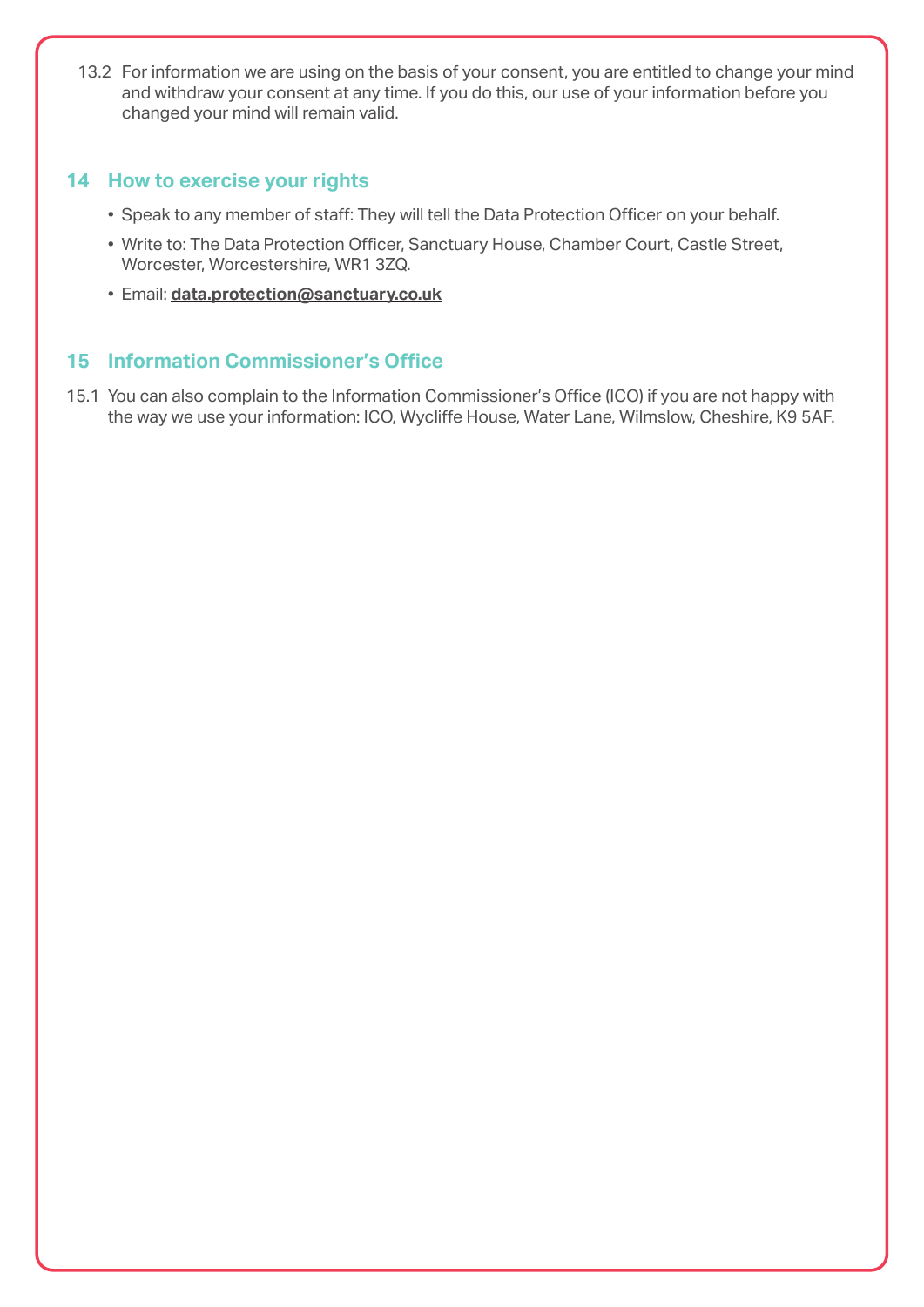13.2 For information we are using on the basis of your consent, you are entitled to change your mind and withdraw your consent at any time. If you do this, our use of your information before you changed your mind will remain valid.

## 14 How to exercise your rights

- Speak to any member of staff: They will tell the Data Protection Officer on your behalf.
- Write to: The Data Protection Officer, Sanctuary House, Chamber Court, Castle Street, Worcester, Worcestershire, WR1 3ZQ.
- Email: **data.protection@sanctuary.co.uk**

## 15 Information Commissioner's Office

15.1 You can also complain to the Information Commissioner's Office (ICO) if you are not happy with the way we use your information: ICO, Wycliffe House, Water Lane, Wilmslow, Cheshire, K9 5AF.